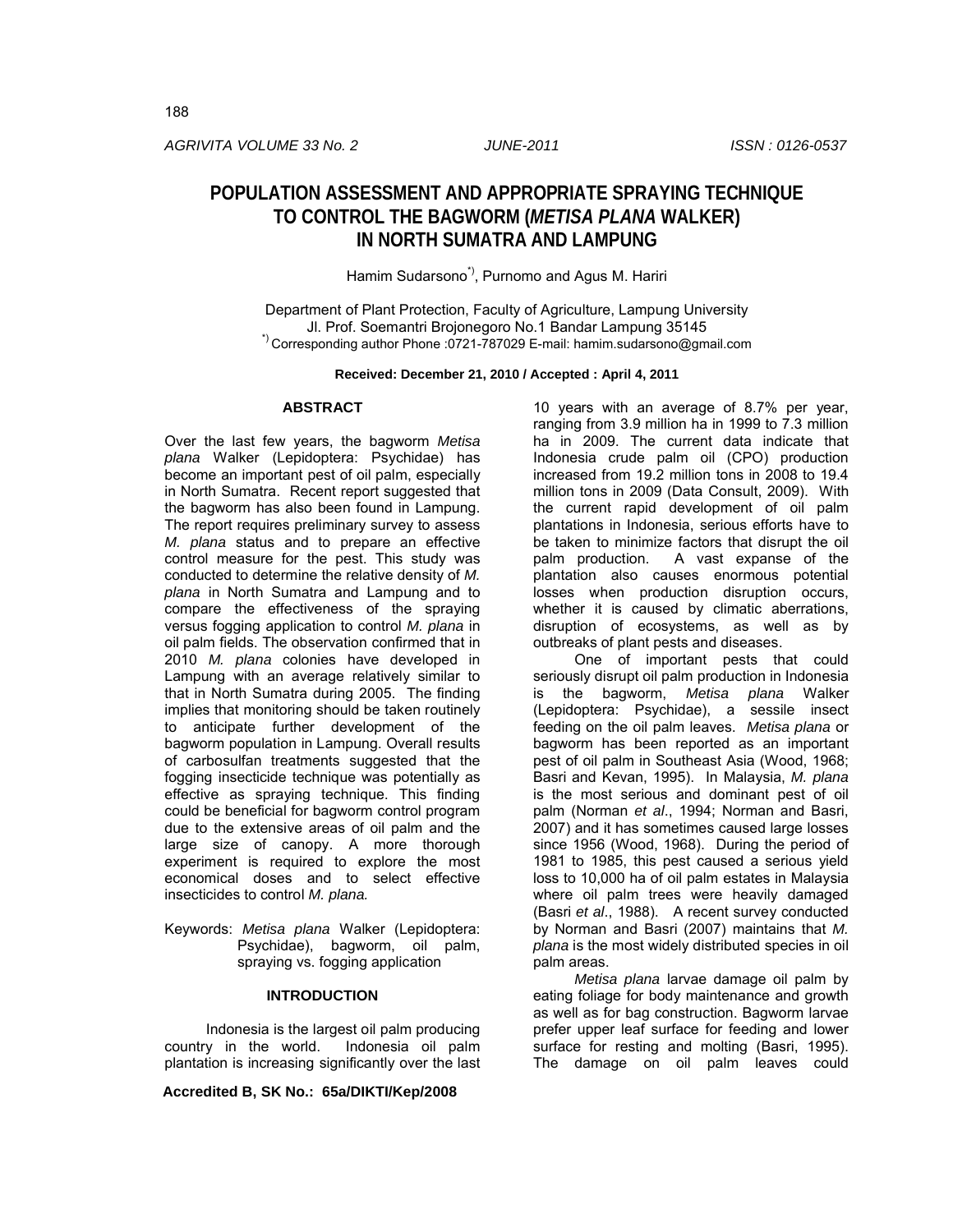# POPULATION ASSESSMENT AND APPROPRIATE SPRAYING TECHNIQUE TO CONTROL THE BAGWORM (*METISA PLANA* WALKER) IN NORTH SUMATRA AND LAMPUNG

Hamim Sudarsono[*)], Purnomo and Agus M. Hariri

Department of Plant Protection, Faculty of Agriculture, Lampung University
Jl. Prof. Soemantri Brojonegoro No.1 Bandar Lampung 35145
[*)] Corresponding author Phone :0721-787029 E-mail: hamim.sudarsono@gmail.com

**Received: December 21, 2010 / Accepted : April 4, 2011**

## ABSTRACT

Over the last few years, the bagworm *Metisa plana* Walker (Lepidoptera: Psychidae) has become an important pest of oil palm, especially in North Sumatra. Recent report suggested that the bagworm has also been found in Lampung. The report requires preliminary survey to assess *M. plana* status and to prepare an effective control measure for the pest. This study was conducted to determine the relative density of *M. plana* in North Sumatra and Lampung and to compare the effectiveness of the spraying versus fogging application to control *M. plana* in oil palm fields. The observation confirmed that in 2010 *M. plana* colonies have developed in Lampung with an average relatively similar to that in North Sumatra during 2005. The finding implies that monitoring should be taken routinely to anticipate further development of the bagworm population in Lampung. Overall results of carbosulfan treatments suggested that the fogging insecticide technique was potentially as effective as spraying technique. This finding could be beneficial for bagworm control program due to the extensive areas of oil palm and the large size of canopy. A more thorough experiment is required to explore the most economical doses and to select effective insecticides to control *M. plana.*

Keywords: *Metisa plana* Walker (Lepidoptera: Psychidae), bagworm, oil palm, spraying vs. fogging application

## INTRODUCTION

Indonesia is the largest oil palm producing country in the world. Indonesia oil palm plantation is increasing significantly over the last 10 years with an average of 8.7% per year, ranging from 3.9 million ha in 1999 to 7.3 million ha in 2009. The current data indicate that Indonesia crude palm oil (CPO) production increased from 19.2 million tons in 2008 to 19.4 million tons in 2009 (Data Consult, 2009). With the current rapid development of oil palm plantations in Indonesia, serious efforts have to be taken to minimize factors that disrupt the oil palm production. A vast expanse of the plantation also causes enormous potential losses when production disruption occurs, whether it is caused by climatic aberrations, disruption of ecosystems, as well as by outbreaks of plant pests and diseases.

One of important pests that could seriously disrupt oil palm production in Indonesia is the bagworm, *Metisa plana* Walker (Lepidoptera: Psychidae), a sessile insect feeding on the oil palm leaves. *Metisa plana* or bagworm has been reported as an important pest of oil palm in Southeast Asia (Wood, 1968; Basri and Kevan, 1995). In Malaysia, *M. plana* is the most serious and dominant pest of oil palm (Norman *et al*., 1994; Norman and Basri, 2007) and it has sometimes caused large losses since 1956 (Wood, 1968). During the period of 1981 to 1985, this pest caused a serious yield loss to 10,000 ha of oil palm estates in Malaysia where oil palm trees were heavily damaged (Basri *et al*., 1988). A recent survey conducted by Norman and Basri (2007) maintains that *M. plana* is the most widely distributed species in oil palm areas.

*Metisa plana* larvae damage oil palm by eating foliage for body maintenance and growth as well as for bag construction. Bagworm larvae prefer upper leaf surface for feeding and lower surface for resting and molting (Basri, 1995). The damage on oil palm leaves could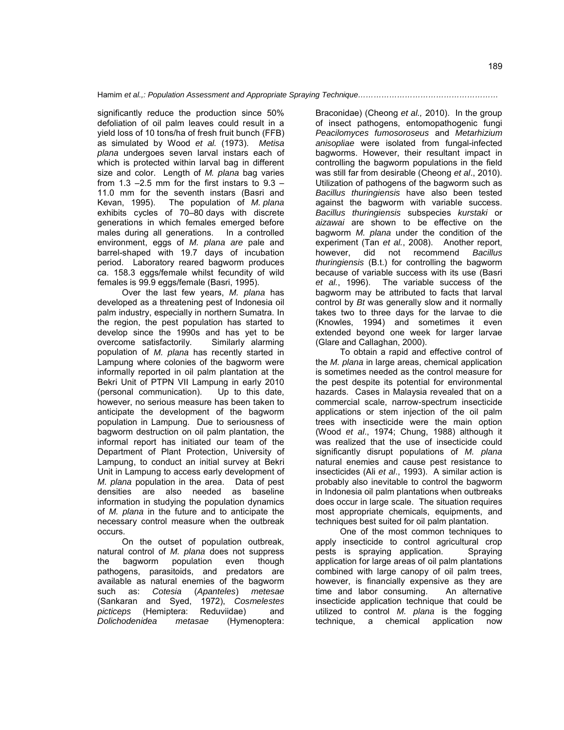significantly reduce the production since 50% defoliation of oil palm leaves could result in a yield loss of 10 tons/ha of fresh fruit bunch (FFB) as simulated by Wood *et al.* (1973). *Metisa plana* undergoes seven larval instars each of which is protected within larval bag in different size and color. Length of *M. plana* bag varies from 1.3 –2.5 mm for the first instars to 9.3 – 11.0 mm for the seventh instars (Basri and Kevan, 1995). The population of *M. plana* exhibits cycles of 70–80 days with discrete generations in which females emerged before males during all generations. In a controlled environment, eggs of *M. plana are* pale and barrel-shaped with 19.7 days of incubation period. Laboratory reared bagworm produces ca. 158.3 eggs/female whilst fecundity of wild females is 99.9 eggs/female (Basri, 1995).

Over the last few years, *M. plana* has developed as a threatening pest of Indonesia oil palm industry, especially in northern Sumatra. In the region, the pest population has started to develop since the 1990s and has yet to be overcome satisfactorily. Similarly alarming population of *M. plana* has recently started in Lampung where colonies of the bagworm were informally reported in oil palm plantation at the Bekri Unit of PTPN VII Lampung in early 2010 (personal communication). Up to this date, however, no serious measure has been taken to anticipate the development of the bagworm population in Lampung. Due to seriousness of bagworm destruction on oil palm plantation, the informal report has initiated our team of the Department of Plant Protection, University of Lampung, to conduct an initial survey at Bekri Unit in Lampung to access early development of *M. plana* population in the area. Data of pest densities are also needed as baseline information in studying the population dynamics of *M. plana* in the future and to anticipate the necessary control measure when the outbreak occurs.

On the outset of population outbreak, natural control of *M. plana* does not suppress the bagworm population even though pathogens, parasitoids, and predators are available as natural enemies of the bagworm such as: *Cotesia* (*Apanteles*) *metesae* (Sankaran and Syed, 1972), *Cosmelestes picticeps* (Hemiptera: Reduviidae) and *Dolichodenidea metasae* (Hymenoptera: Braconidae) (Cheong *et al.,* 2010). In the group of insect pathogens, entomopathogenic fungi *Peacilomyces fumosoroseus* and *Metarhizium anisopliae* were isolated from fungal-infected bagworms. However, their resultant impact in controlling the bagworm populations in the field was still far from desirable (Cheong *et al*., 2010). Utilization of pathogens of the bagworm such as *Bacillus thuringiensis* have also been tested against the bagworm with variable success. *Bacillus thuringiensis* subspecies *kurstaki* or *aizawai* are shown to be effective on the bagworm *M. plana* under the condition of the experiment (Tan *et al.*, 2008). Another report, however, did not recommend *Bacillus thuringiensis* (B.t.) for controlling the bagworm because of variable success with its use (Basri *et al.*, 1996). The variable success of the bagworm may be attributed to facts that larval control by *Bt* was generally slow and it normally takes two to three days for the larvae to die (Knowles, 1994) and sometimes it even extended beyond one week for larger larvae (Glare and Callaghan, 2000).

To obtain a rapid and effective control of the *M. plana* in large areas, chemical application is sometimes needed as the control measure for the pest despite its potential for environmental hazards. Cases in Malaysia revealed that on a commercial scale, narrow-spectrum insecticide applications or stem injection of the oil palm trees with insecticide were the main option (Wood *et al*., 1974; Chung, 1988) although it was realized that the use of insecticide could significantly disrupt populations of *M. plana* natural enemies and cause pest resistance to insecticides (Ali *et al*., 1993). A similar action is probably also inevitable to control the bagworm in Indonesia oil palm plantations when outbreaks does occur in large scale. The situation requires most appropriate chemicals, equipments, and techniques best suited for oil palm plantation.

One of the most common techniques to apply insecticide to control agricultural crop pests is spraying application. Spraying application for large areas of oil palm plantations combined with large canopy of oil palm trees, however, is financially expensive as they are time and labor consuming. An alternative insecticide application technique that could be utilized to control *M. plana* is the fogging technique, a chemical application now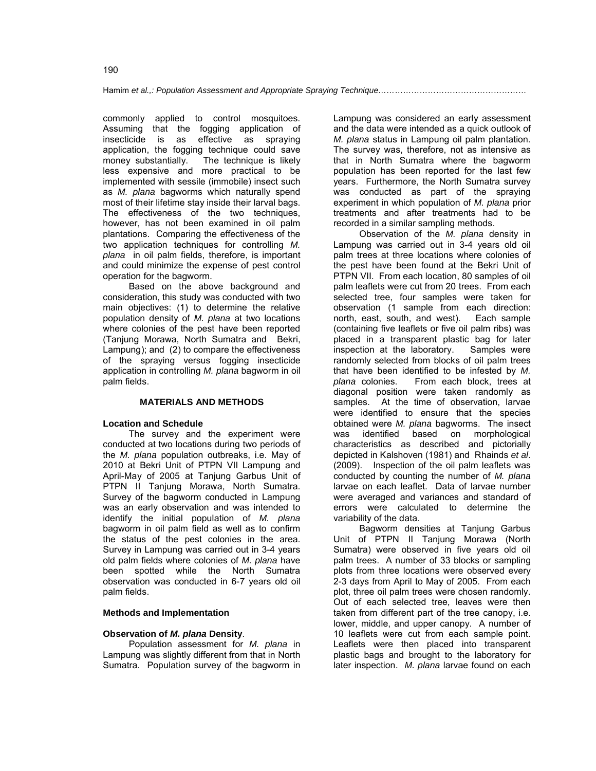commonly applied to control mosquitoes. Assuming that the fogging application of insecticide is as effective as spraying application, the fogging technique could save money substantially. The technique is likely less expensive and more practical to be implemented with sessile (immobile) insect such as *M. plana* bagworms which naturally spend most of their lifetime stay inside their larval bags. The effectiveness of the two techniques, however, has not been examined in oil palm plantations. Comparing the effectiveness of the two application techniques for controlling *M. plana* in oil palm fields, therefore, is important and could minimize the expense of pest control operation for the bagworm.

Based on the above background and consideration, this study was conducted with two main objectives: (1) to determine the relative population density of *M. plana* at two locations where colonies of the pest have been reported (Tanjung Morawa, North Sumatra and Bekri, Lampung); and (2) to compare the effectiveness of the spraying versus fogging insecticide application in controlling *M. plana* bagworm in oil palm fields.

## MATERIALS AND METHODS

### Location and Schedule

The survey and the experiment were conducted at two locations during two periods of the *M. plana* population outbreaks, i.e. May of 2010 at Bekri Unit of PTPN VII Lampung and April-May of 2005 at Tanjung Garbus Unit of PTPN II Tanjung Morawa, North Sumatra. Survey of the bagworm conducted in Lampung was an early observation and was intended to identify the initial population of *M. plana* bagworm in oil palm field as well as to confirm the status of the pest colonies in the area. Survey in Lampung was carried out in 3-4 years old palm fields where colonies of *M. plana* have been spotted while the North Sumatra observation was conducted in 6-7 years old oil palm fields.

### Methods and Implementation

**Observation of *M. plana* Density**.

Population assessment for *M. plana* in Lampung was slightly different from that in North Sumatra. Population survey of the bagworm in Lampung was considered an early assessment and the data were intended as a quick outlook of *M. plana* status in Lampung oil palm plantation. The survey was, therefore, not as intensive as that in North Sumatra where the bagworm population has been reported for the last few years. Furthermore, the North Sumatra survey was conducted as part of the spraying experiment in which population of *M. plana* prior treatments and after treatments had to be recorded in a similar sampling methods.

Observation of the *M. plana* density in Lampung was carried out in 3-4 years old oil palm trees at three locations where colonies of the pest have been found at the Bekri Unit of PTPN VII. From each location, 80 samples of oil palm leaflets were cut from 20 trees. From each selected tree, four samples were taken for observation (1 sample from each direction: north, east, south, and west). Each sample (containing five leaflets or five oil palm ribs) was placed in a transparent plastic bag for later inspection at the laboratory. Samples were randomly selected from blocks of oil palm trees that have been identified to be infested by *M. plana* colonies. From each block, trees at diagonal position were taken randomly as samples. At the time of observation, larvae were identified to ensure that the species obtained were *M. plana* bagworms. The insect was identified based on morphological characteristics as described and pictorially depicted in Kalshoven (1981) and Rhainds *et al*. (2009). Inspection of the oil palm leaflets was conducted by counting the number of *M. plana* larvae on each leaflet. Data of larvae number were averaged and variances and standard of errors were calculated to determine the variability of the data.

Bagworm densities at Tanjung Garbus Unit of PTPN II Tanjung Morawa (North Sumatra) were observed in five years old oil palm trees. A number of 33 blocks or sampling plots from three locations were observed every 2-3 days from April to May of 2005. From each plot, three oil palm trees were chosen randomly. Out of each selected tree, leaves were then taken from different part of the tree canopy, i.e. lower, middle, and upper canopy. A number of 10 leaflets were cut from each sample point. Leaflets were then placed into transparent plastic bags and brought to the laboratory for later inspection. *M. plana* larvae found on each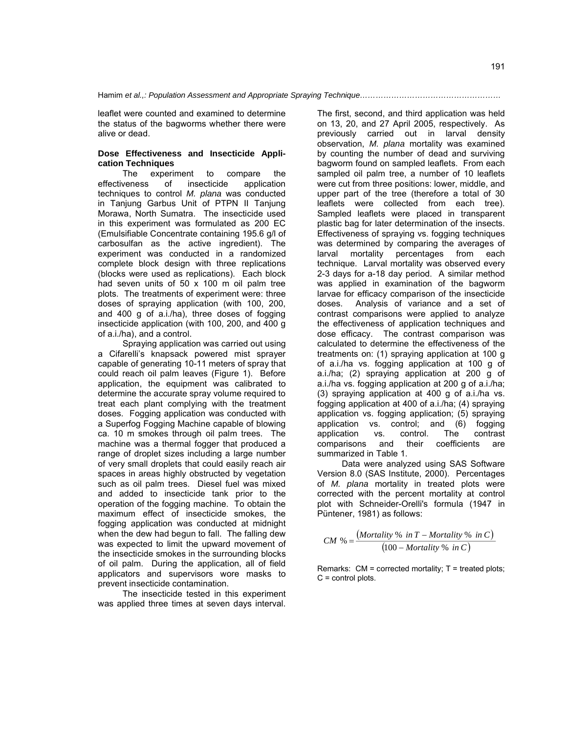leaflet were counted and examined to determine the status of the bagworms whether there were alive or dead.

### Dose Effectiveness and Insecticide Application Techniques

The experiment to compare the effectiveness of insecticide application techniques to control *M. plana* was conducted in Tanjung Garbus Unit of PTPN II Tanjung Morawa, North Sumatra. The insecticide used in this experiment was formulated as 200 EC (Emulsifiable Concentrate containing 195.6 g/l of carbosulfan as the active ingredient). The experiment was conducted in a randomized complete block design with three replications (blocks were used as replications). Each block had seven units of 50 x 100 m oil palm tree plots. The treatments of experiment were: three doses of spraying application (with 100, 200, and 400 g of a.i./ha), three doses of fogging insecticide application (with 100, 200, and 400 g of a.i./ha), and a control.

Spraying application was carried out using a Cifarelli's knapsack powered mist sprayer capable of generating 10-11 meters of spray that could reach oil palm leaves (Figure 1). Before application, the equipment was calibrated to determine the accurate spray volume required to treat each plant complying with the treatment doses. Fogging application was conducted with a Superfog Fogging Machine capable of blowing ca. 10 m smokes through oil palm trees. The machine was a thermal fogger that produced a range of droplet sizes including a large number of very small droplets that could easily reach air spaces in areas highly obstructed by vegetation such as oil palm trees. Diesel fuel was mixed and added to insecticide tank prior to the operation of the fogging machine. To obtain the maximum effect of insecticide smokes, the fogging application was conducted at midnight when the dew had begun to fall. The falling dew was expected to limit the upward movement of the insecticide smokes in the surrounding blocks of oil palm. During the application, all of field applicators and supervisors wore masks to prevent insecticide contamination.

The insecticide tested in this experiment was applied three times at seven days interval. The first, second, and third application was held on 13, 20, and 27 April 2005, respectively. As previously carried out in larval density observation, *M. plana* mortality was examined by counting the number of dead and surviving bagworm found on sampled leaflets. From each sampled oil palm tree, a number of 10 leaflets were cut from three positions: lower, middle, and upper part of the tree (therefore a total of 30 leaflets were collected from each tree). Sampled leaflets were placed in transparent plastic bag for later determination of the insects. Effectiveness of spraying vs. fogging techniques was determined by comparing the averages of larval mortality percentages from each technique. Larval mortality was observed every 2-3 days for a-18 day period. A similar method was applied in examination of the bagworm larvae for efficacy comparison of the insecticide doses. Analysis of variance and a set of contrast comparisons were applied to analyze the effectiveness of application techniques and dose efficacy. The contrast comparison was calculated to determine the effectiveness of the treatments on: (1) spraying application at 100 g of a.i./ha vs. fogging application at 100 g of a.i./ha; (2) spraying application at 200 g of a.i./ha vs. fogging application at 200 g of a.i./ha; (3) spraying application at 400 g of a.i./ha vs. fogging application at 400 of a.i./ha; (4) spraying application vs. fogging application; (5) spraying application vs. control; and (6) fogging application vs. control. The contrast comparisons and their coefficients are summarized in Table 1.

Data were analyzed using SAS Software Version 8.0 (SAS Institute, 2000). Percentages of *M. plana* mortality in treated plots were corrected with the percent mortality at control plot with Schneider-Orelli's formula (1947 in Püntener, 1981) as follows:

$$CM\ \% = \frac{(Mortality\ \%\ in\ T - Mortality\ \%\ in\ C)}{(100 - Mortality\ \%\ in\ C)}$$

Remarks: CM = corrected mortality; T = treated plots; C = control plots.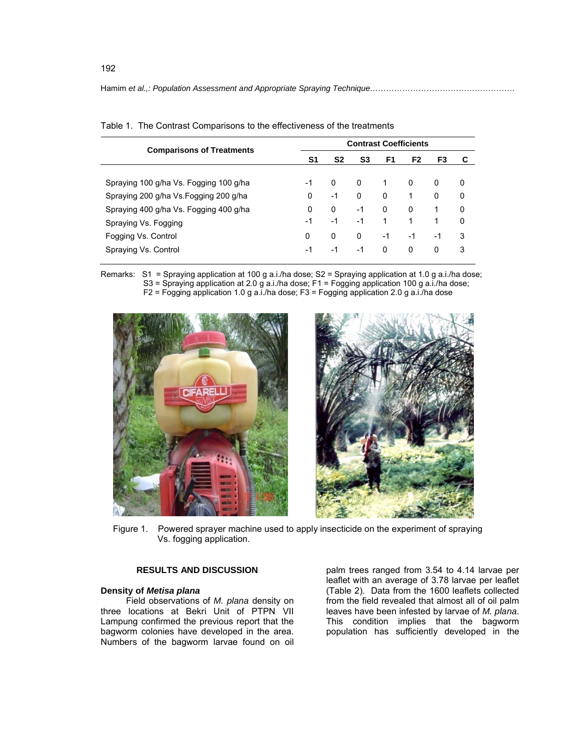Table 1. The Contrast Comparisons to the effectiveness of the treatments

| Comparisons of Treatments | Contrast Coefficients | | | | | | |
|---|---|---|---|---|---|---|---|
| | S1 | S2 | S3 | F1 | F2 | F3 | C |
| Spraying 100 g/ha Vs. Fogging 100 g/ha | -1 | 0 | 0 | 1 | 0 | 0 | 0 |
| Spraying 200 g/ha Vs.Fogging 200 g/ha | 0 | -1 | 0 | 0 | 1 | 0 | 0 |
| Spraying 400 g/ha Vs. Fogging 400 g/ha | 0 | 0 | -1 | 0 | 0 | 1 | 0 |
| Spraying Vs. Fogging | -1 | -1 | -1 | 1 | 1 | 1 | 0 |
| Fogging Vs. Control | 0 | 0 | 0 | -1 | -1 | -1 | 3 |
| Spraying Vs. Control | -1 | -1 | -1 | 0 | 0 | 0 | 3 |

Remarks: S1 = Spraying application at 100 g a.i./ha dose; S2 = Spraying application at 1.0 g a.i./ha dose; S3 = Spraying application at 2.0 g a.i./ha dose; F1 = Fogging application 100 g a.i./ha dose; F2 = Fogging application 1.0 g a.i./ha dose; F3 = Fogging application 2.0 g a.i./ha dose

Figure 1. Powered sprayer machine used to apply insecticide on the experiment of spraying Vs. fogging application.

## RESULTS AND DISCUSSION

### Density of *Metisa plana*

Field observations of *M. plana* density on three locations at Bekri Unit of PTPN VII Lampung confirmed the previous report that the bagworm colonies have developed in the area. Numbers of the bagworm larvae found on oil palm trees ranged from 3.54 to 4.14 larvae per leaflet with an average of 3.78 larvae per leaflet (Table 2). Data from the 1600 leaflets collected from the field revealed that almost all of oil palm leaves have been infested by larvae of *M. plana*. This condition implies that the bagworm population has sufficiently developed in the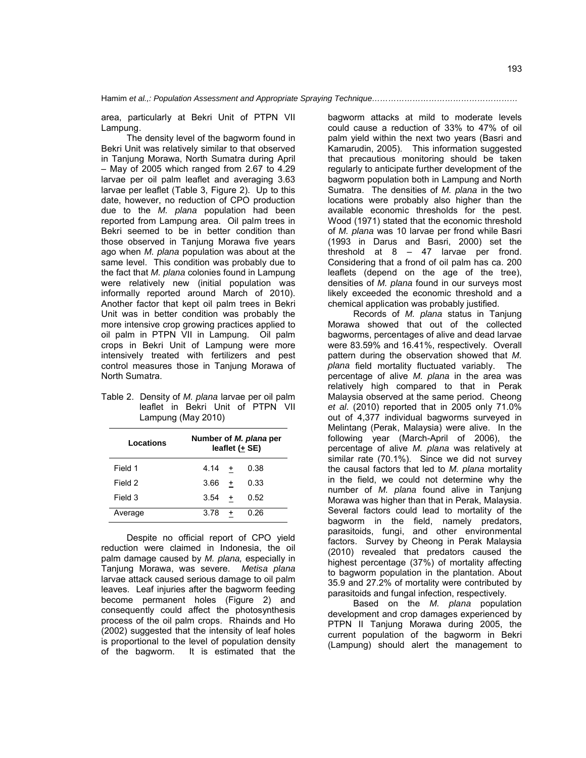area, particularly at Bekri Unit of PTPN VII Lampung.

The density level of the bagworm found in Bekri Unit was relatively similar to that observed in Tanjung Morawa, North Sumatra during April – May of 2005 which ranged from 2.67 to 4.29 larvae per oil palm leaflet and averaging 3.63 larvae per leaflet (Table 3, Figure 2). Up to this date, however, no reduction of CPO production due to the *M. plana* population had been reported from Lampung area. Oil palm trees in Bekri seemed to be in better condition than those observed in Tanjung Morawa five years ago when *M. plana* population was about at the same level. This condition was probably due to the fact that *M. plana* colonies found in Lampung were relatively new (initial population was informally reported around March of 2010). Another factor that kept oil palm trees in Bekri Unit was in better condition was probably the more intensive crop growing practices applied to oil palm in PTPN VII in Lampung. Oil palm crops in Bekri Unit of Lampung were more intensively treated with fertilizers and pest control measures those in Tanjung Morawa of North Sumatra.

Table 2. Density of *M. plana* larvae per oil palm leaflet in Bekri Unit of PTPN VII Lampung (May 2010)

| Locations | Number of *M. plana* per leaflet (± SE) |
|---|---|
| Field 1 | 4.14 ± 0.38 |
| Field 2 | 3.66 ± 0.33 |
| Field 3 | 3.54 ± 0.52 |
| Average | 3.78 ± 0.26 |

Despite no official report of CPO yield reduction were claimed in Indonesia, the oil palm damage caused by *M. plana,* especially in Tanjung Morawa, was severe. *Metisa plana* larvae attack caused serious damage to oil palm leaves. Leaf injuries after the bagworm feeding become permanent holes (Figure 2) and consequently could affect the photosynthesis process of the oil palm crops. Rhainds and Ho (2002) suggested that the intensity of leaf holes is proportional to the level of population density of the bagworm. It is estimated that the bagworm attacks at mild to moderate levels could cause a reduction of 33% to 47% of oil palm yield within the next two years (Basri and Kamarudin, 2005). This information suggested that precautious monitoring should be taken regularly to anticipate further development of the bagworm population both in Lampung and North Sumatra. The densities of *M. plana* in the two locations were probably also higher than the available economic thresholds for the pest. Wood (1971) stated that the economic threshold of *M. plana* was 10 larvae per frond while Basri (1993 in Darus and Basri, 2000) set the threshold at 8 – 47 larvae per frond. Considering that a frond of oil palm has ca. 200 leaflets (depend on the age of the tree), densities of *M. plana* found in our surveys most likely exceeded the economic threshold and a chemical application was probably justified.

Records of *M. plana* status in Tanjung Morawa showed that out of the collected bagworms, percentages of alive and dead larvae were 83.59% and 16.41%, respectively. Overall pattern during the observation showed that *M. plana* field mortality fluctuated variably. The percentage of alive *M. plana* in the area was relatively high compared to that in Perak Malaysia observed at the same period. Cheong *et al*. (2010) reported that in 2005 only 71.0% out of 4,377 individual bagworms surveyed in Melintang (Perak, Malaysia) were alive. In the following year (March-April of 2006), the percentage of alive *M. plana* was relatively at similar rate (70.1%). Since we did not survey the causal factors that led to *M. plana* mortality in the field, we could not determine why the number of *M. plana* found alive in Tanjung Morawa was higher than that in Perak, Malaysia. Several factors could lead to mortality of the bagworm in the field, namely predators, parasitoids, fungi, and other environmental factors. Survey by Cheong in Perak Malaysia (2010) revealed that predators caused the highest percentage (37%) of mortality affecting to bagworm population in the plantation. About 35.9 and 27.2% of mortality were contributed by parasitoids and fungal infection, respectively.

Based on the *M. plana* population development and crop damages experienced by PTPN II Tanjung Morawa during 2005, the current population of the bagworm in Bekri (Lampung) should alert the management to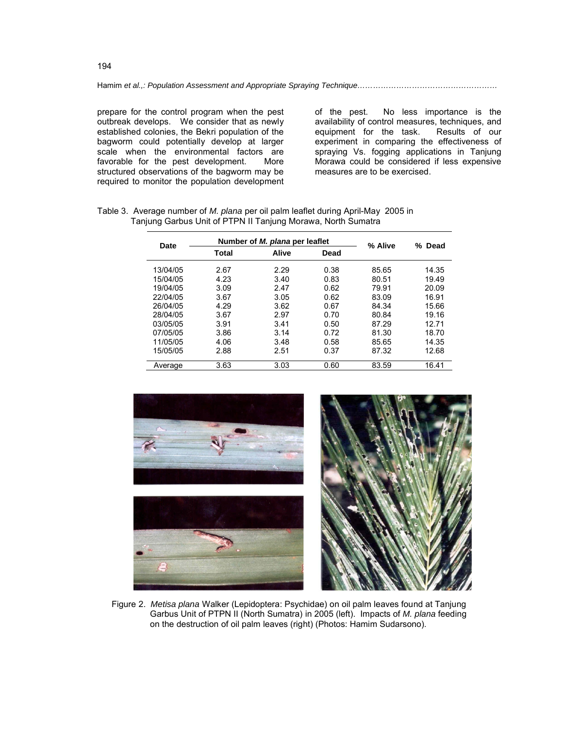prepare for the control program when the pest outbreak develops. We consider that as newly established colonies, the Bekri population of the bagworm could potentially develop at larger scale when the environmental factors are favorable for the pest development. More structured observations of the bagworm may be required to monitor the population development of the pest. No less importance is the availability of control measures, techniques, and equipment for the task. Results of our experiment in comparing the effectiveness of spraying Vs. fogging applications in Tanjung Morawa could be considered if less expensive measures are to be exercised.

Table 3. Average number of *M. plana* per oil palm leaflet during April-May 2005 in Tanjung Garbus Unit of PTPN II Tanjung Morawa, North Sumatra

| Date | Number of *M. plana* per leaflet | | | % Alive | % Dead |
|---|---|---|---|---|---|
| | Total | Alive | Dead | | |
| 13/04/05 | 2.67 | 2.29 | 0.38 | 85.65 | 14.35 |
| 15/04/05 | 4.23 | 3.40 | 0.83 | 80.51 | 19.49 |
| 19/04/05 | 3.09 | 2.47 | 0.62 | 79.91 | 20.09 |
| 22/04/05 | 3.67 | 3.05 | 0.62 | 83.09 | 16.91 |
| 26/04/05 | 4.29 | 3.62 | 0.67 | 84.34 | 15.66 |
| 28/04/05 | 3.67 | 2.97 | 0.70 | 80.84 | 19.16 |
| 03/05/05 | 3.91 | 3.41 | 0.50 | 87.29 | 12.71 |
| 07/05/05 | 3.86 | 3.14 | 0.72 | 81.30 | 18.70 |
| 11/05/05 | 4.06 | 3.48 | 0.58 | 85.65 | 14.35 |
| 15/05/05 | 2.88 | 2.51 | 0.37 | 87.32 | 12.68 |
| Average | 3.63 | 3.03 | 0.60 | 83.59 | 16.41 |

Figure 2. *Metisa plana* Walker (Lepidoptera: Psychidae) on oil palm leaves found at Tanjung Garbus Unit of PTPN II (North Sumatra) in 2005 (left). Impacts of *M. plana* feeding on the destruction of oil palm leaves (right) (Photos: Hamim Sudarsono).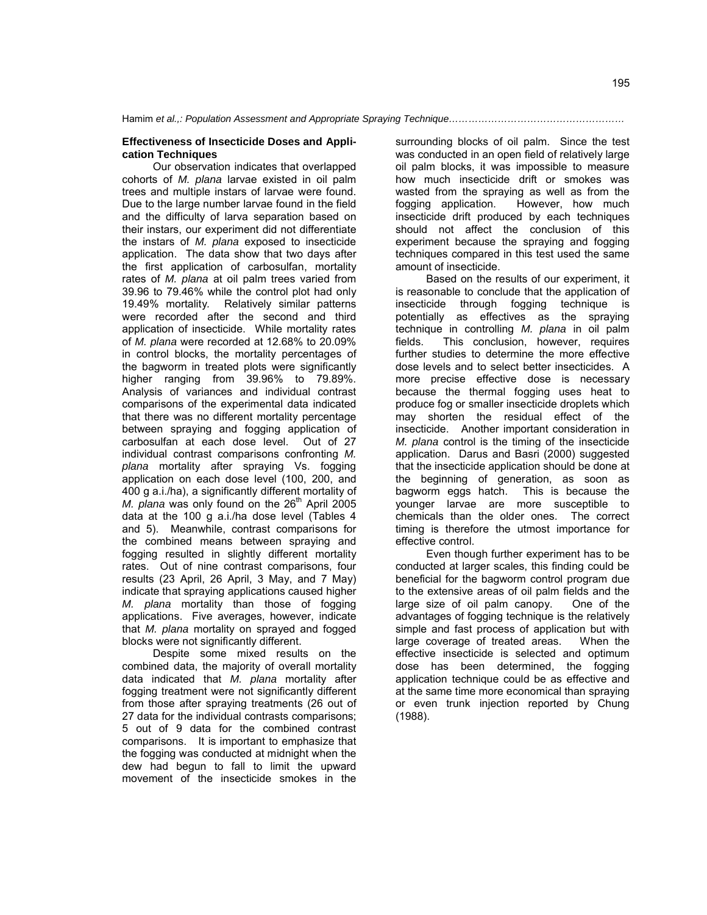**Effectiveness of Insecticide Doses and Application Techniques**

Our observation indicates that overlapped cohorts of *M. plana* larvae existed in oil palm trees and multiple instars of larvae were found. Due to the large number larvae found in the field and the difficulty of larva separation based on their instars, our experiment did not differentiate the instars of *M. plana* exposed to insecticide application. The data show that two days after the first application of carbosulfan, mortality rates of *M. plana* at oil palm trees varied from 39.96 to 79.46% while the control plot had only 19.49% mortality. Relatively similar patterns were recorded after the second and third application of insecticide. While mortality rates of *M. plana* were recorded at 12.68% to 20.09% in control blocks, the mortality percentages of the bagworm in treated plots were significantly higher ranging from 39.96% to 79.89%. Analysis of variances and individual contrast comparisons of the experimental data indicated that there was no different mortality percentage between spraying and fogging application of carbosulfan at each dose level. Out of 27 individual contrast comparisons confronting *M. plana* mortality after spraying Vs. fogging application on each dose level (100, 200, and 400 g a.i./ha), a significantly different mortality of *M. plana* was only found on the 26th April 2005 data at the 100 g a.i./ha dose level (Tables 4 and 5). Meanwhile, contrast comparisons for the combined means between spraying and fogging resulted in slightly different mortality rates. Out of nine contrast comparisons, four results (23 April, 26 April, 3 May, and 7 May) indicate that spraying applications caused higher *M. plana* mortality than those of fogging applications. Five averages, however, indicate that *M. plana* mortality on sprayed and fogged blocks were not significantly different.

Despite some mixed results on the combined data, the majority of overall mortality data indicated that *M. plana* mortality after fogging treatment were not significantly different from those after spraying treatments (26 out of 27 data for the individual contrasts comparisons; 5 out of 9 data for the combined contrast comparisons. It is important to emphasize that the fogging was conducted at midnight when the dew had begun to fall to limit the upward movement of the insecticide smokes in the surrounding blocks of oil palm. Since the test was conducted in an open field of relatively large oil palm blocks, it was impossible to measure how much insecticide drift or smokes was wasted from the spraying as well as from the fogging application. However, how much insecticide drift produced by each techniques should not affect the conclusion of this experiment because the spraying and fogging techniques compared in this test used the same amount of insecticide.

Based on the results of our experiment, it is reasonable to conclude that the application of insecticide through fogging technique is potentially as effectives as the spraying technique in controlling *M. plana* in oil palm fields. This conclusion, however, requires further studies to determine the more effective dose levels and to select better insecticides. A more precise effective dose is necessary because the thermal fogging uses heat to produce fog or smaller insecticide droplets which may shorten the residual effect of the insecticide. Another important consideration in *M. plana* control is the timing of the insecticide application. Darus and Basri (2000) suggested that the insecticide application should be done at the beginning of generation, as soon as bagworm eggs hatch. This is because the younger larvae are more susceptible to chemicals than the older ones. The correct timing is therefore the utmost importance for effective control.

Even though further experiment has to be conducted at larger scales, this finding could be beneficial for the bagworm control program due to the extensive areas of oil palm fields and the large size of oil palm canopy. One of the advantages of fogging technique is the relatively simple and fast process of application but with large coverage of treated areas. When the effective insecticide is selected and optimum dose has been determined, the fogging application technique could be as effective and at the same time more economical than spraying or even trunk injection reported by Chung (1988).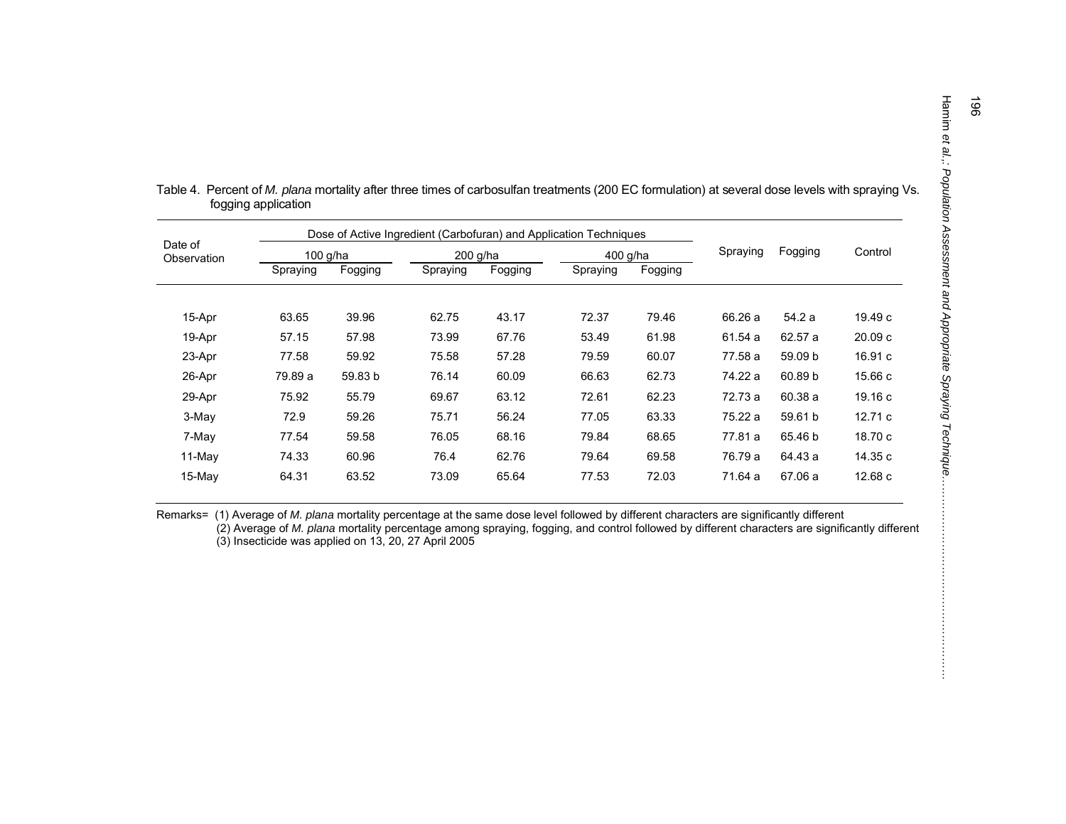Table 4. Percent of *M. plana* mortality after three times of carbosulfan treatments (200 EC formulation) at several dose levels with spraying Vs. fogging application

| Date of Observation | Dose of Active Ingredient (Carbofuran) and Application Techniques | | | | | | Spraying | Fogging | Control |
|---|---|---|---|---|---|---|---|---|---|
| | 100 g/ha | | 200 g/ha | | 400 g/ha | | | | |
| | Spraying | Fogging | Spraying | Fogging | Spraying | Fogging | | | |
| 15-Apr | 63.65 | 39.96 | 62.75 | 43.17 | 72.37 | 79.46 | 66.26 a | 54.2 a | 19.49 c |
| 19-Apr | 57.15 | 57.98 | 73.99 | 67.76 | 53.49 | 61.98 | 61.54 a | 62.57 a | 20.09 c |
| 23-Apr | 77.58 | 59.92 | 75.58 | 57.28 | 79.59 | 60.07 | 77.58 a | 59.09 b | 16.91 c |
| 26-Apr | 79.89 a | 59.83 b | 76.14 | 60.09 | 66.63 | 62.73 | 74.22 a | 60.89 b | 15.66 c |
| 29-Apr | 75.92 | 55.79 | 69.67 | 63.12 | 72.61 | 62.23 | 72.73 a | 60.38 a | 19.16 c |
| 3-May | 72.9 | 59.26 | 75.71 | 56.24 | 77.05 | 63.33 | 75.22 a | 59.61 b | 12.71 c |
| 7-May | 77.54 | 59.58 | 76.05 | 68.16 | 79.84 | 68.65 | 77.81 a | 65.46 b | 18.70 c |
| 11-May | 74.33 | 60.96 | 76.4 | 62.76 | 79.64 | 69.58 | 76.79 a | 64.43 a | 14.35 c |
| 15-May | 64.31 | 63.52 | 73.09 | 65.64 | 77.53 | 72.03 | 71.64 a | 67.06 a | 12.68 c |

Remarks= (1) Average of *M. plana* mortality percentage at the same dose level followed by different characters are significantly different
(2) Average of *M. plana* mortality percentage among spraying, fogging, and control followed by different characters are significantly different
(3) Insecticide was applied on 13, 20, 27 April 2005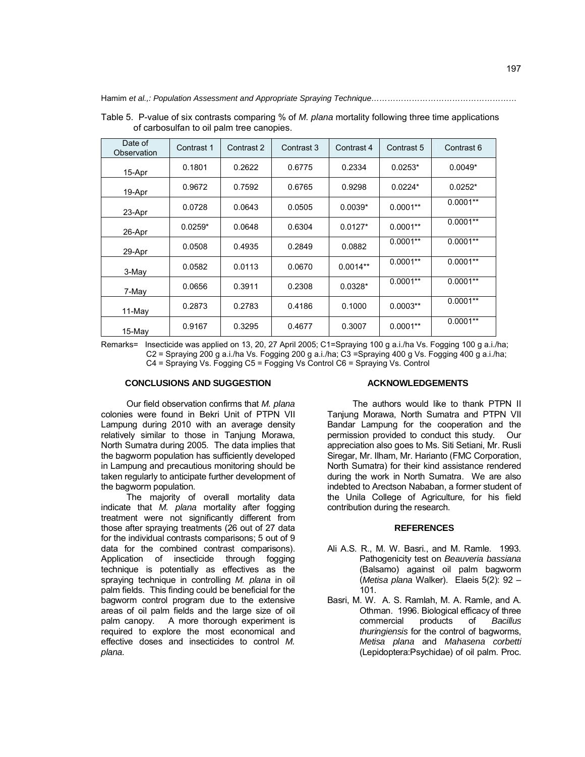Table 5. P-value of six contrasts comparing % of *M. plana* mortality following three time applications of carbosulfan to oil palm tree canopies.

| Date of Observation | Contrast 1 | Contrast 2 | Contrast 3 | Contrast 4 | Contrast 5 | Contrast 6 |
|---|---|---|---|---|---|---|
| 15-Apr | 0.1801 | 0.2622 | 0.6775 | 0.2334 | 0.0253* | 0.0049* |
| 19-Apr | 0.9672 | 0.7592 | 0.6765 | 0.9298 | 0.0224* | 0.0252* |
| 23-Apr | 0.0728 | 0.0643 | 0.0505 | 0.0039* | 0.0001** | 0.0001** |
| 26-Apr | 0.0259* | 0.0648 | 0.6304 | 0.0127* | 0.0001** | 0.0001** |
| 29-Apr | 0.0508 | 0.4935 | 0.2849 | 0.0882 | 0.0001** | 0.0001** |
| 3-May | 0.0582 | 0.0113 | 0.0670 | 0.0014** | 0.0001** | 0.0001** |
| 7-May | 0.0656 | 0.3911 | 0.2308 | 0.0328* | 0.0001** | 0.0001** |
| 11-May | 0.2873 | 0.2783 | 0.4186 | 0.1000 | 0.0003** | 0.0001** |
| 15-May | 0.9167 | 0.3295 | 0.4677 | 0.3007 | 0.0001** | 0.0001** |

Remarks= Insecticide was applied on 13, 20, 27 April 2005; C1=Spraying 100 g a.i./ha Vs. Fogging 100 g a.i./ha; C2 = Spraying 200 g a.i./ha Vs. Fogging 200 g a.i./ha; C3 =Spraying 400 g Vs. Fogging 400 g a.i./ha; C4 = Spraying Vs. Fogging C5 = Fogging Vs Control C6 = Spraying Vs. Control

## CONCLUSIONS AND SUGGESTION

Our field observation confirms that *M. plana* colonies were found in Bekri Unit of PTPN VII Lampung during 2010 with an average density relatively similar to those in Tanjung Morawa, North Sumatra during 2005. The data implies that the bagworm population has sufficiently developed in Lampung and precautious monitoring should be taken regularly to anticipate further development of the bagworm population.

The majority of overall mortality data indicate that *M. plana* mortality after fogging treatment were not significantly different from those after spraying treatments (26 out of 27 data for the individual contrasts comparisons; 5 out of 9 data for the combined contrast comparisons). Application of insecticide through fogging technique is potentially as effectives as the spraying technique in controlling *M. plana* in oil palm fields. This finding could be beneficial for the bagworm control program due to the extensive areas of oil palm fields and the large size of oil palm canopy. A more thorough experiment is required to explore the most economical and effective doses and insecticides to control *M. plana.*

## ACKNOWLEDGEMENTS

The authors would like to thank PTPN II Tanjung Morawa, North Sumatra and PTPN VII Bandar Lampung for the cooperation and the permission provided to conduct this study. Our appreciation also goes to Ms. Siti Setiani, Mr. Rusli Siregar, Mr. Ilham, Mr. Harianto (FMC Corporation, North Sumatra) for their kind assistance rendered during the work in North Sumatra. We are also indebted to Arectson Nababan, a former student of the Unila College of Agriculture, for his field contribution during the research.

## REFERENCES

Ali A.S. R., M. W. Basri., and M. Ramle. 1993. Pathogenicity test on *Beauveria bassiana* (Balsamo) against oil palm bagworm (*Metisa plana* Walker). Elaeis 5(2): 92 – 101.

Basri, M. W. A. S. Ramlah, M. A. Ramle, and A. Othman. 1996. Biological efficacy of three commercial products of *Bacillus thuringiensis* for the control of bagworms, *Metisa plana* and *Mahasena corbetti* (Lepidoptera:Psychidae) of oil palm. Proc.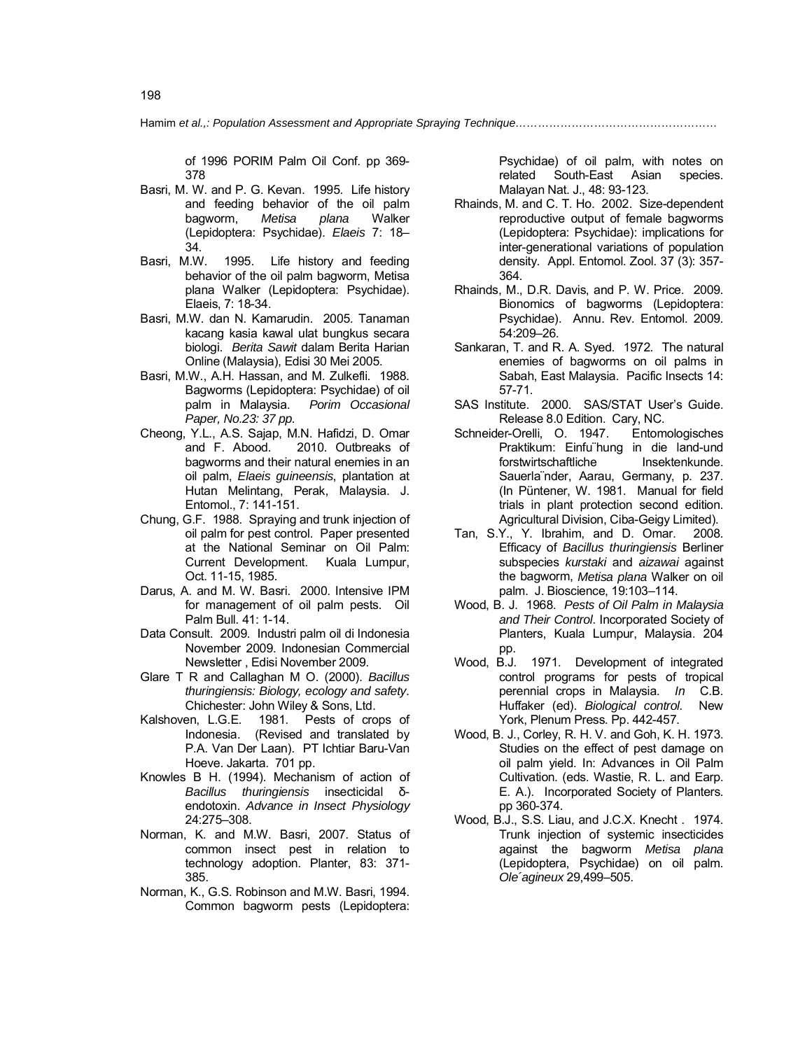of 1996 PORIM Palm Oil Conf. pp 369-378

Basri, M. W. and P. G. Kevan. 1995. Life history and feeding behavior of the oil palm bagworm, *Metisa plana* Walker (Lepidoptera: Psychidae). *Elaeis* 7: 18–34.

Basri, M.W. 1995. Life history and feeding behavior of the oil palm bagworm, Metisa plana Walker (Lepidoptera: Psychidae). Elaeis, 7: 18-34.

Basri, M.W. dan N. Kamarudin. 2005. Tanaman kacang kasia kawal ulat bungkus secara biologi. *Berita Sawit* dalam Berita Harian Online (Malaysia), Edisi 30 Mei 2005.

Basri, M.W., A.H. Hassan, and M. Zulkefli. 1988. Bagworms (Lepidoptera: Psychidae) of oil palm in Malaysia. *Porim Occasional Paper, No.23: 37 pp.*

Cheong, Y.L., A.S. Sajap, M.N. Hafidzi, D. Omar and F. Abood. 2010. Outbreaks of bagworms and their natural enemies in an oil palm, *Elaeis guineensis*, plantation at Hutan Melintang, Perak, Malaysia. J. Entomol., 7: 141-151.

Chung, G.F. 1988. Spraying and trunk injection of oil palm for pest control. Paper presented at the National Seminar on Oil Palm: Current Development. Kuala Lumpur, Oct. 11-15, 1985.

Darus, A. and M. W. Basri. 2000. Intensive IPM for management of oil palm pests. Oil Palm Bull. 41: 1-14.

Data Consult. 2009. Industri palm oil di Indonesia November 2009. Indonesian Commercial Newsletter , Edisi November 2009.

Glare T R and Callaghan M O. (2000). *Bacillus thuringiensis: Biology, ecology and safety.* Chichester: John Wiley & Sons, Ltd.

Kalshoven, L.G.E. 1981. Pests of crops of Indonesia. (Revised and translated by P.A. Van Der Laan). PT Ichtiar Baru-Van Hoeve. Jakarta. 701 pp.

Knowles B H. (1994). Mechanism of action of *Bacillus thuringiensis* insecticidal δ-endotoxin. *Advance in Insect Physiology* 24:275–308.

Norman, K. and M.W. Basri, 2007. Status of common insect pest in relation to technology adoption. Planter, 83: 371-385.

Norman, K., G.S. Robinson and M.W. Basri, 1994. Common bagworm pests (Lepidoptera: Psychidae) of oil palm, with notes on related South-East Asian species. Malayan Nat. J., 48: 93-123.

Rhainds, M. and C. T. Ho. 2002. Size-dependent reproductive output of female bagworms (Lepidoptera: Psychidae): implications for inter-generational variations of population density. Appl. Entomol. Zool. 37 (3): 357-364.

Rhainds, M., D.R. Davis, and P. W. Price. 2009. Bionomics of bagworms (Lepidoptera: Psychidae). Annu. Rev. Entomol. 2009. 54:209–26.

Sankaran, T. and R. A. Syed. 1972. The natural enemies of bagworms on oil palms in Sabah, East Malaysia. Pacific Insects 14: 57-71.

SAS Institute. 2000. SAS/STAT User's Guide. Release 8.0 Edition. Cary, NC.

Schneider-Orelli, O. 1947. Entomologisches Praktikum: Einfu¨hung in die land-und forstwirtschaftliche Insektenkunde. Sauerla¨nder, Aarau, Germany, p. 237. (In Püntener, W. 1981. Manual for field trials in plant protection second edition. Agricultural Division, Ciba-Geigy Limited).

Tan, S.Y., Y. Ibrahim, and D. Omar. 2008. Efficacy of *Bacillus thuringiensis* Berliner subspecies *kurstaki* and *aizawai* against the bagworm, *Metisa plana* Walker on oil palm. J. Bioscience, 19:103–114.

Wood, B. J. 1968. *Pests of Oil Palm in Malaysia and Their Control*. Incorporated Society of Planters, Kuala Lumpur, Malaysia. 204 pp.

Wood, B.J. 1971. Development of integrated control programs for pests of tropical perennial crops in Malaysia. *In* C.B. Huffaker (ed). *Biological control.* New York, Plenum Press. Pp. 442-457.

Wood, B. J., Corley, R. H. V. and Goh, K. H. 1973. Studies on the effect of pest damage on oil palm yield. In: Advances in Oil Palm Cultivation. (eds. Wastie, R. L. and Earp. E. A.). Incorporated Society of Planters. pp 360-374.

Wood, B.J., S.S. Liau, and J.C.X. Knecht . 1974. Trunk injection of systemic insecticides against the bagworm *Metisa plana* (Lepidoptera, Psychidae) on oil palm. *Ole´agineux* 29,499–505.